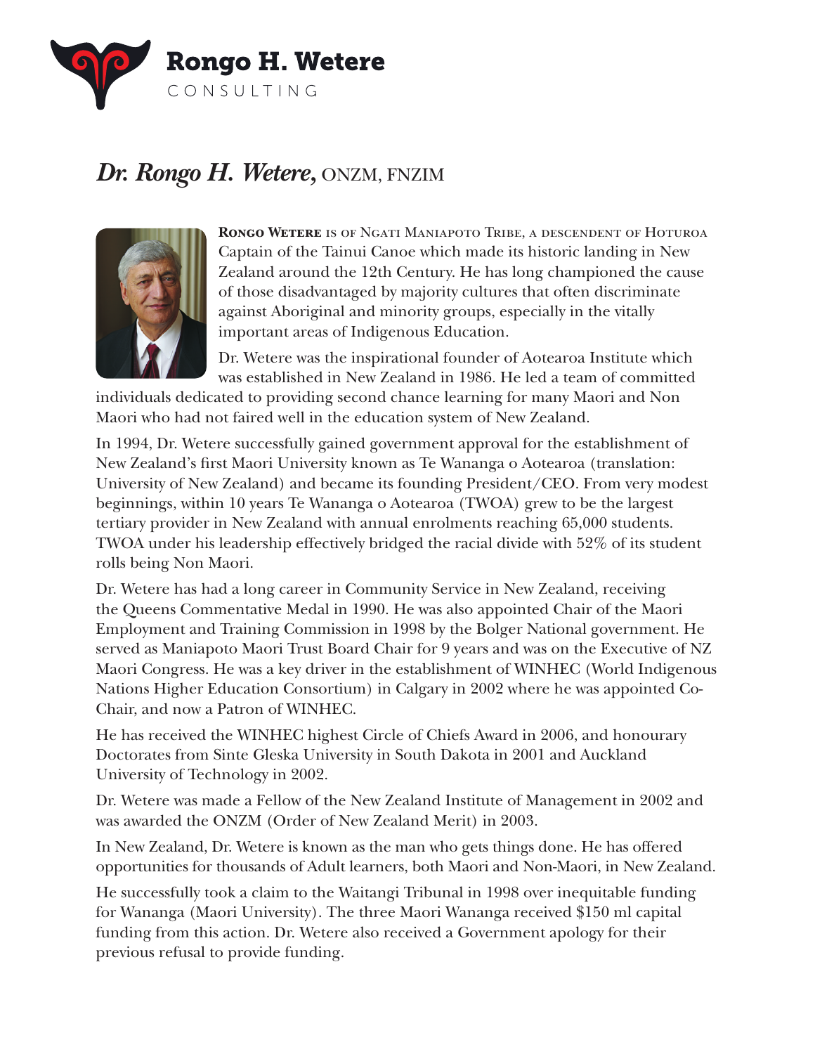**Rongo H. Wetere**
CONSULTING

# *Dr. Rongo H. Wetere,* ONZM, FNZIM

**Rongo Wetere** is of Ngati Maniapoto Tribe, a descendent of Hoturoa Captain of the Tainui Canoe which made its historic landing in New Zealand around the 12th Century. He has long championed the cause of those disadvantaged by majority cultures that often discriminate against Aboriginal and minority groups, especially in the vitally important areas of Indigenous Education.

Dr. Wetere was the inspirational founder of Aotearoa Institute which was established in New Zealand in 1986. He led a team of committed individuals dedicated to providing second chance learning for many Maori and Non Maori who had not faired well in the education system of New Zealand.

In 1994, Dr. Wetere successfully gained government approval for the establishment of New Zealand's first Maori University known as Te Wananga o Aotearoa (translation: University of New Zealand) and became its founding President/CEO. From very modest beginnings, within 10 years Te Wananga o Aotearoa (TWOA) grew to be the largest tertiary provider in New Zealand with annual enrolments reaching 65,000 students. TWOA under his leadership effectively bridged the racial divide with 52% of its student rolls being Non Maori.

Dr. Wetere has had a long career in Community Service in New Zealand, receiving the Queens Commentative Medal in 1990. He was also appointed Chair of the Maori Employment and Training Commission in 1998 by the Bolger National government. He served as Maniapoto Maori Trust Board Chair for 9 years and was on the Executive of NZ Maori Congress. He was a key driver in the establishment of WINHEC (World Indigenous Nations Higher Education Consortium) in Calgary in 2002 where he was appointed Co-Chair, and now a Patron of WINHEC.

He has received the WINHEC highest Circle of Chiefs Award in 2006, and honourary Doctorates from Sinte Gleska University in South Dakota in 2001 and Auckland University of Technology in 2002.

Dr. Wetere was made a Fellow of the New Zealand Institute of Management in 2002 and was awarded the ONZM (Order of New Zealand Merit) in 2003.

In New Zealand, Dr. Wetere is known as the man who gets things done. He has offered opportunities for thousands of Adult learners, both Maori and Non-Maori, in New Zealand.

He successfully took a claim to the Waitangi Tribunal in 1998 over inequitable funding for Wananga (Maori University). The three Maori Wananga received $150 ml capital funding from this action. Dr. Wetere also received a Government apology for their previous refusal to provide funding.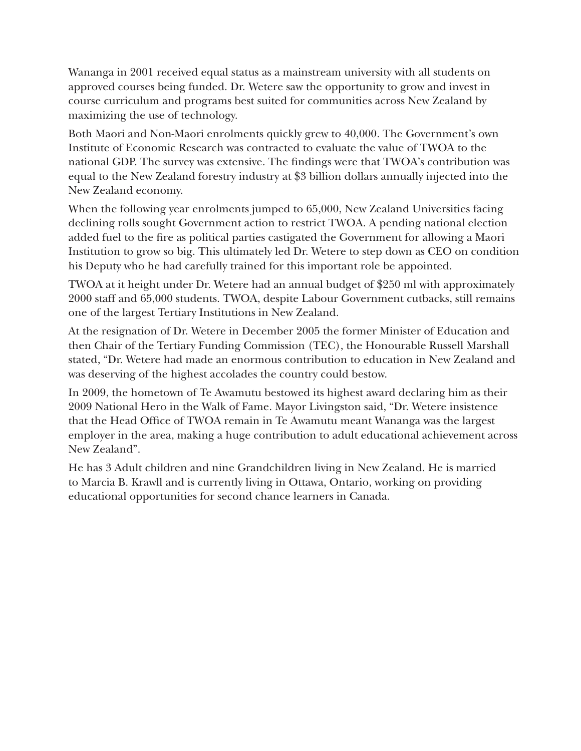Wananga in 2001 received equal status as a mainstream university with all students on approved courses being funded. Dr. Wetere saw the opportunity to grow and invest in course curriculum and programs best suited for communities across New Zealand by maximizing the use of technology.

Both Maori and Non-Maori enrolments quickly grew to 40,000. The Government's own Institute of Economic Research was contracted to evaluate the value of TWOA to the national GDP. The survey was extensive. The findings were that TWOA's contribution was equal to the New Zealand forestry industry at $3 billion dollars annually injected into the New Zealand economy.

When the following year enrolments jumped to 65,000, New Zealand Universities facing declining rolls sought Government action to restrict TWOA. A pending national election added fuel to the fire as political parties castigated the Government for allowing a Maori Institution to grow so big. This ultimately led Dr. Wetere to step down as CEO on condition his Deputy who he had carefully trained for this important role be appointed.

TWOA at it height under Dr. Wetere had an annual budget of $250 ml with approximately 2000 staff and 65,000 students. TWOA, despite Labour Government cutbacks, still remains one of the largest Tertiary Institutions in New Zealand.

At the resignation of Dr. Wetere in December 2005 the former Minister of Education and then Chair of the Tertiary Funding Commission (TEC), the Honourable Russell Marshall stated, "Dr. Wetere had made an enormous contribution to education in New Zealand and was deserving of the highest accolades the country could bestow.

In 2009, the hometown of Te Awamutu bestowed its highest award declaring him as their 2009 National Hero in the Walk of Fame. Mayor Livingston said, "Dr. Wetere insistence that the Head Office of TWOA remain in Te Awamutu meant Wananga was the largest employer in the area, making a huge contribution to adult educational achievement across New Zealand".

He has 3 Adult children and nine Grandchildren living in New Zealand. He is married to Marcia B. Krawll and is currently living in Ottawa, Ontario, working on providing educational opportunities for second chance learners in Canada.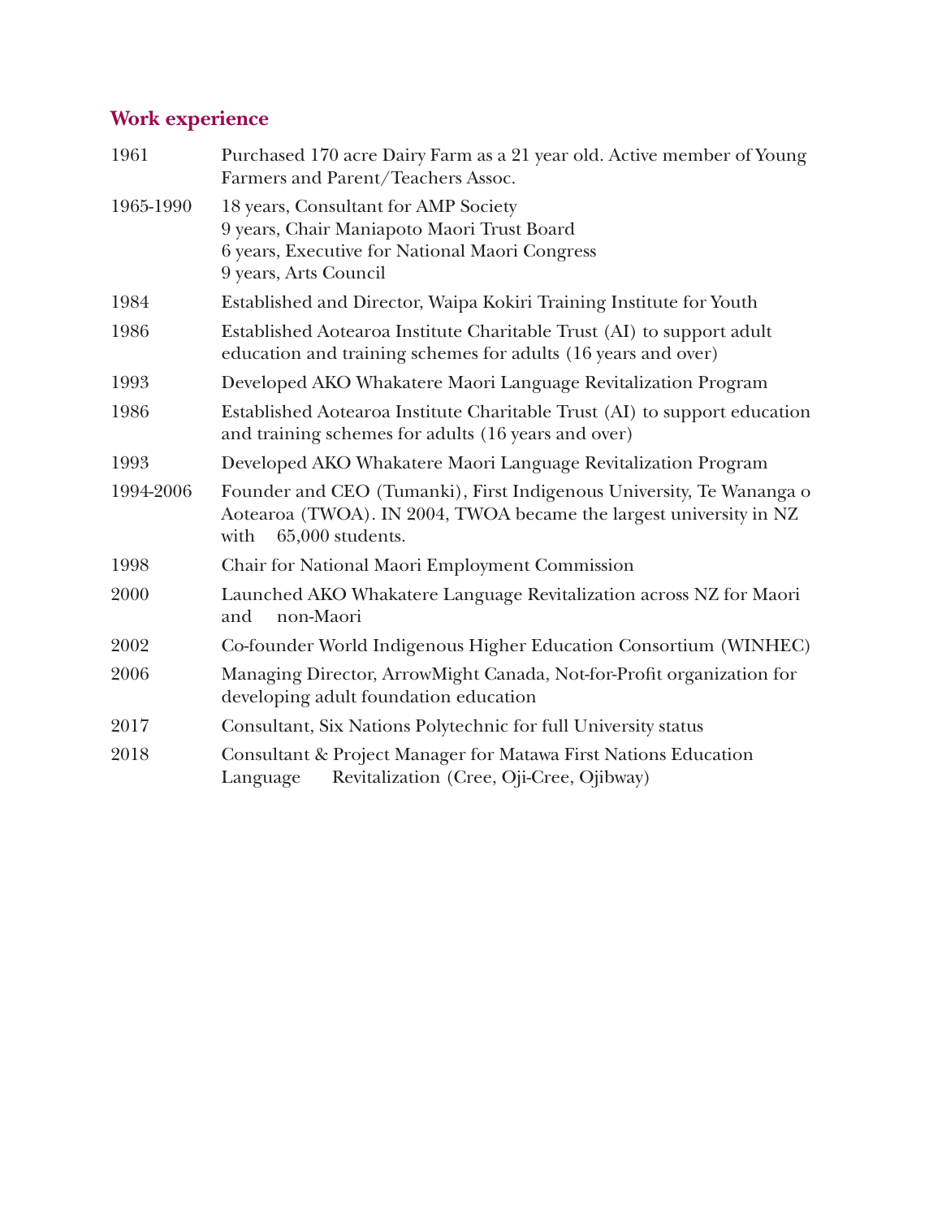## Work experience

| | |
|---|---|
| 1961 | Purchased 170 acre Dairy Farm as a 21 year old. Active member of Young Farmers and Parent/Teachers Assoc. |
| 1965-1990 | 18 years, Consultant for AMP Society<br>9 years, Chair Maniapoto Maori Trust Board<br>6 years, Executive for National Maori Congress<br>9 years, Arts Council |
| 1984 | Established and Director, Waipa Kokiri Training Institute for Youth |
| 1986 | Established Aotearoa Institute Charitable Trust (AI) to support adult education and training schemes for adults (16 years and over) |
| 1993 | Developed AKO Whakatere Maori Language Revitalization Program |
| 1986 | Established Aotearoa Institute Charitable Trust (AI) to support education and training schemes for adults (16 years and over) |
| 1993 | Developed AKO Whakatere Maori Language Revitalization Program |
| 1994-2006 | Founder and CEO (Tumanki), First Indigenous University, Te Wananga o Aotearoa (TWOA). IN 2004, TWOA became the largest university in NZ with 65,000 students. |
| 1998 | Chair for National Maori Employment Commission |
| 2000 | Launched AKO Whakatere Language Revitalization across NZ for Maori and non-Maori |
| 2002 | Co-founder World Indigenous Higher Education Consortium (WINHEC) |
| 2006 | Managing Director, ArrowMight Canada, Not-for-Profit organization for developing adult foundation education |
| 2017 | Consultant, Six Nations Polytechnic for full University status |
| 2018 | Consultant & Project Manager for Matawa First Nations Education Language Revitalization (Cree, Oji-Cree, Ojibway) |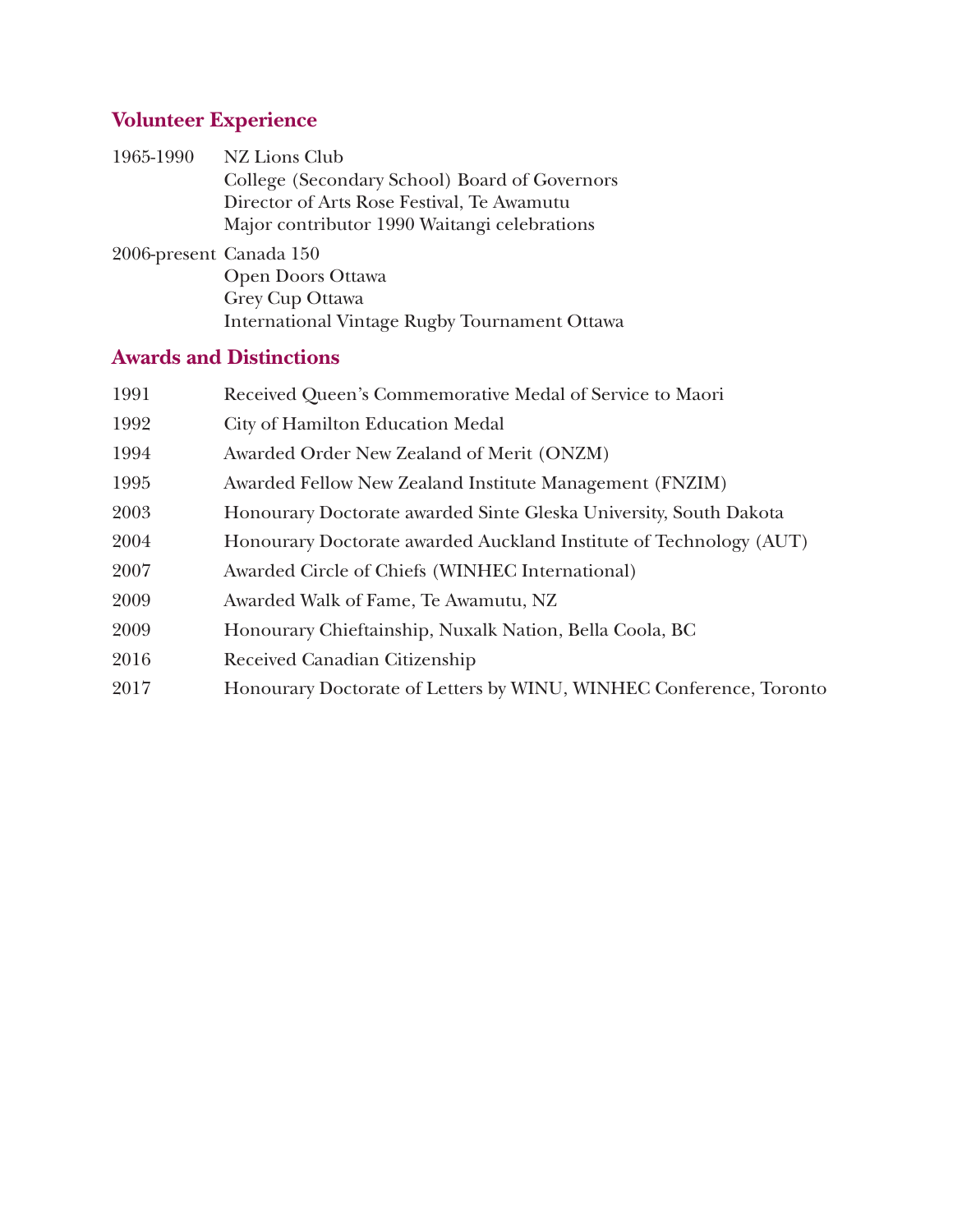## Volunteer Experience

| | |
|---|---|
| 1965-1990 | NZ Lions Club<br>College (Secondary School) Board of Governors<br>Director of Arts Rose Festival, Te Awamutu<br>Major contributor 1990 Waitangi celebrations |
| 2006-present | Canada 150<br>Open Doors Ottawa<br>Grey Cup Ottawa<br>International Vintage Rugby Tournament Ottawa |

## Awards and Distinctions

| | |
|---|---|
| 1991 | Received Queen's Commemorative Medal of Service to Maori |
| 1992 | City of Hamilton Education Medal |
| 1994 | Awarded Order New Zealand of Merit (ONZM) |
| 1995 | Awarded Fellow New Zealand Institute Management (FNZIM) |
| 2003 | Honourary Doctorate awarded Sinte Gleska University, South Dakota |
| 2004 | Honourary Doctorate awarded Auckland Institute of Technology (AUT) |
| 2007 | Awarded Circle of Chiefs (WINHEC International) |
| 2009 | Awarded Walk of Fame, Te Awamutu, NZ |
| 2009 | Honourary Chieftainship, Nuxalk Nation, Bella Coola, BC |
| 2016 | Received Canadian Citizenship |
| 2017 | Honourary Doctorate of Letters by WINU, WINHEC Conference, Toronto |